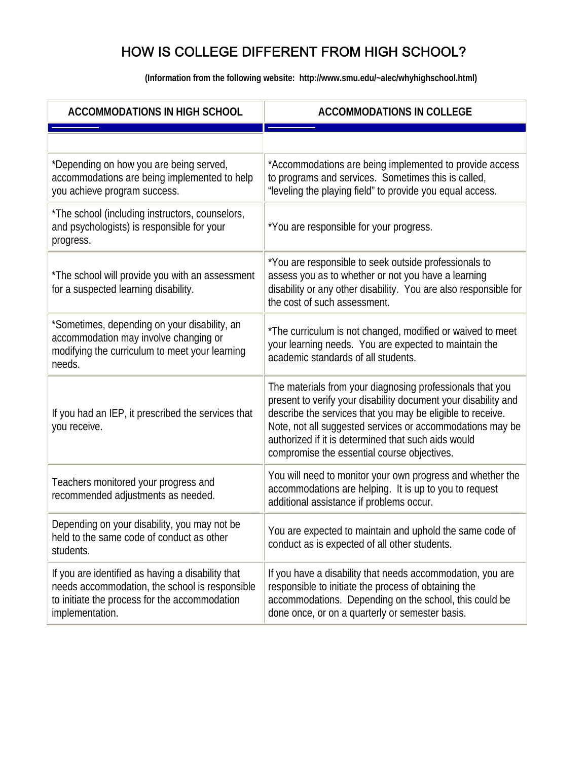# HOW IS COLLEGE DIFFERENT FROM HIGH SCHOOL?

**(Information from the following website: http://www.smu.edu/~alec/whyhighschool.html)**

| ACCOMMODATIONS IN HIGH SCHOOL | ACCOMMODATIONS IN COLLEGE |
|---|---|
| *Depending on how you are being served, accommodations are being implemented to help you achieve program success. | *Accommodations are being implemented to provide access to programs and services. Sometimes this is called, "leveling the playing field" to provide you equal access. |
| *The school (including instructors, counselors, and psychologists) is responsible for your progress. | *You are responsible for your progress. |
| *The school will provide you with an assessment for a suspected learning disability. | *You are responsible to seek outside professionals to assess you as to whether or not you have a learning disability or any other disability. You are also responsible for the cost of such assessment. |
| *Sometimes, depending on your disability, an accommodation may involve changing or modifying the curriculum to meet your learning needs. | *The curriculum is not changed, modified or waived to meet your learning needs. You are expected to maintain the academic standards of all students. |
| If you had an IEP, it prescribed the services that you receive. | The materials from your diagnosing professionals that you present to verify your disability document your disability and describe the services that you may be eligible to receive. Note, not all suggested services or accommodations may be authorized if it is determined that such aids would compromise the essential course objectives. |
| Teachers monitored your progress and recommended adjustments as needed. | You will need to monitor your own progress and whether the accommodations are helping. It is up to you to request additional assistance if problems occur. |
| Depending on your disability, you may not be held to the same code of conduct as other students. | You are expected to maintain and uphold the same code of conduct as is expected of all other students. |
| If you are identified as having a disability that needs accommodation, the school is responsible to initiate the process for the accommodation implementation. | If you have a disability that needs accommodation, you are responsible to initiate the process of obtaining the accommodations. Depending on the school, this could be done once, or on a quarterly or semester basis. |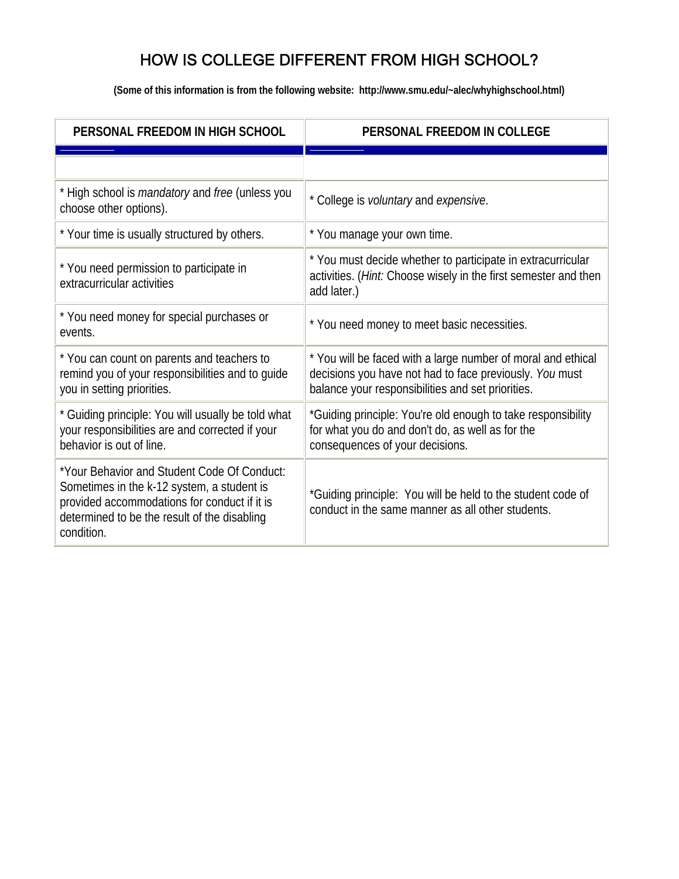# HOW IS COLLEGE DIFFERENT FROM HIGH SCHOOL?

**(Some of this information is from the following website: http://www.smu.edu/~alec/whyhighschool.html)**

| PERSONAL FREEDOM IN HIGH SCHOOL | PERSONAL FREEDOM IN COLLEGE |
|---|---|
| * High school is *mandatory* and *free* (unless you choose other options). | * College is *voluntary* and *expensive*. |
| * Your time is usually structured by others. | * You manage your own time. |
| * You need permission to participate in extracurricular activities | * You must decide whether to participate in extracurricular activities. (*Hint:* Choose wisely in the first semester and then add later.) |
| * You need money for special purchases or events. | * You need money to meet basic necessities. |
| * You can count on parents and teachers to remind you of your responsibilities and to guide you in setting priorities. | * You will be faced with a large number of moral and ethical decisions you have not had to face previously. *You* must balance your responsibilities and set priorities. |
| * Guiding principle: You will usually be told what your responsibilities are and corrected if your behavior is out of line. | *Guiding principle: You're old enough to take responsibility for what you do and don't do, as well as for the consequences of your decisions. |
| *Your Behavior and Student Code Of Conduct: Sometimes in the k-12 system, a student is provided accommodations for conduct if it is determined to be the result of the disabling condition. | *Guiding principle: You will be held to the student code of conduct in the same manner as all other students. |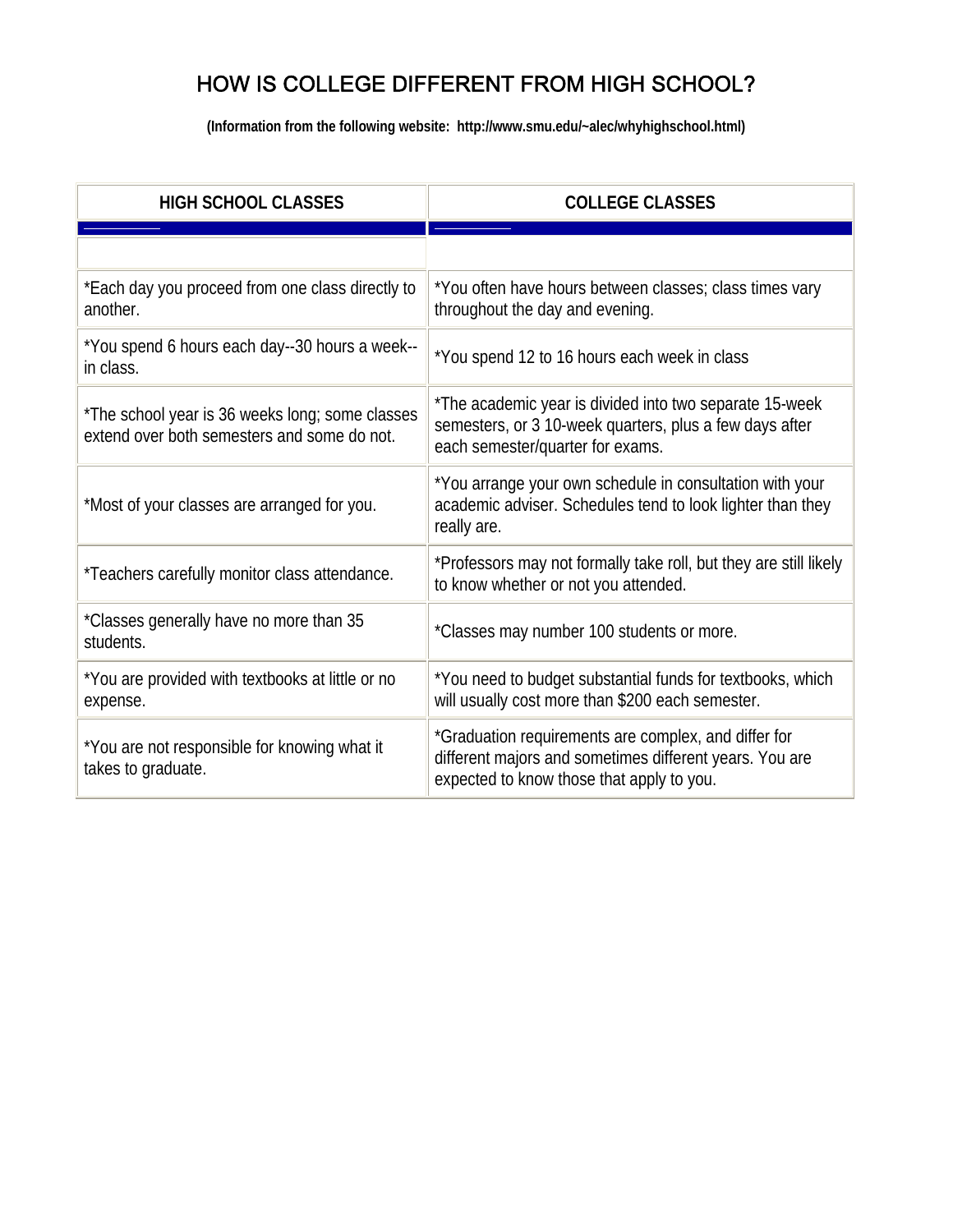# HOW IS COLLEGE DIFFERENT FROM HIGH SCHOOL?

**(Information from the following website: http://www.smu.edu/~alec/whyhighschool.html)**

| HIGH SCHOOL CLASSES | COLLEGE CLASSES |
|---|---|
| *Each day you proceed from one class directly to another. | *You often have hours between classes; class times vary throughout the day and evening. |
| *You spend 6 hours each day--30 hours a week--in class. | *You spend 12 to 16 hours each week in class |
| *The school year is 36 weeks long; some classes extend over both semesters and some do not. | *The academic year is divided into two separate 15-week semesters, or 3 10-week quarters, plus a few days after each semester/quarter for exams. |
| *Most of your classes are arranged for you. | *You arrange your own schedule in consultation with your academic adviser. Schedules tend to look lighter than they really are. |
| *Teachers carefully monitor class attendance. | *Professors may not formally take roll, but they are still likely to know whether or not you attended. |
| *Classes generally have no more than 35 students. | *Classes may number 100 students or more. |
| *You are provided with textbooks at little or no expense. | *You need to budget substantial funds for textbooks, which will usually cost more than $200 each semester. |
| *You are not responsible for knowing what it takes to graduate. | *Graduation requirements are complex, and differ for different majors and sometimes different years. You are expected to know those that apply to you. |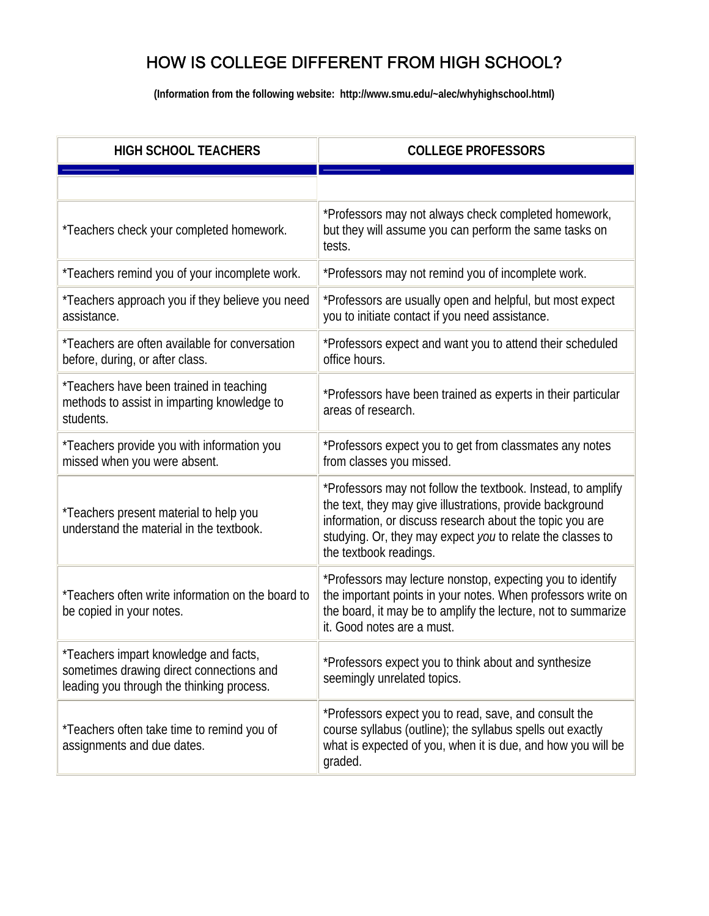# HOW IS COLLEGE DIFFERENT FROM HIGH SCHOOL?

**(Information from the following website: http://www.smu.edu/~alec/whyhighschool.html)**

| HIGH SCHOOL TEACHERS | COLLEGE PROFESSORS |
|---|---|
| *Teachers check your completed homework. | *Professors may not always check completed homework, but they will assume you can perform the same tasks on tests. |
| *Teachers remind you of your incomplete work. | *Professors may not remind you of incomplete work. |
| *Teachers approach you if they believe you need assistance. | *Professors are usually open and helpful, but most expect you to initiate contact if you need assistance. |
| *Teachers are often available for conversation before, during, or after class. | *Professors expect and want you to attend their scheduled office hours. |
| *Teachers have been trained in teaching methods to assist in imparting knowledge to students. | *Professors have been trained as experts in their particular areas of research. |
| *Teachers provide you with information you missed when you were absent. | *Professors expect you to get from classmates any notes from classes you missed. |
| *Teachers present material to help you understand the material in the textbook. | *Professors may not follow the textbook. Instead, to amplify the text, they may give illustrations, provide background information, or discuss research about the topic you are studying. Or, they may expect *you* to relate the classes to the textbook readings. |
| *Teachers often write information on the board to be copied in your notes. | *Professors may lecture nonstop, expecting you to identify the important points in your notes. When professors write on the board, it may be to amplify the lecture, not to summarize it. Good notes are a must. |
| *Teachers impart knowledge and facts, sometimes drawing direct connections and leading you through the thinking process. | *Professors expect you to think about and synthesize seemingly unrelated topics. |
| *Teachers often take time to remind you of assignments and due dates. | *Professors expect you to read, save, and consult the course syllabus (outline); the syllabus spells out exactly what is expected of you, when it is due, and how you will be graded. |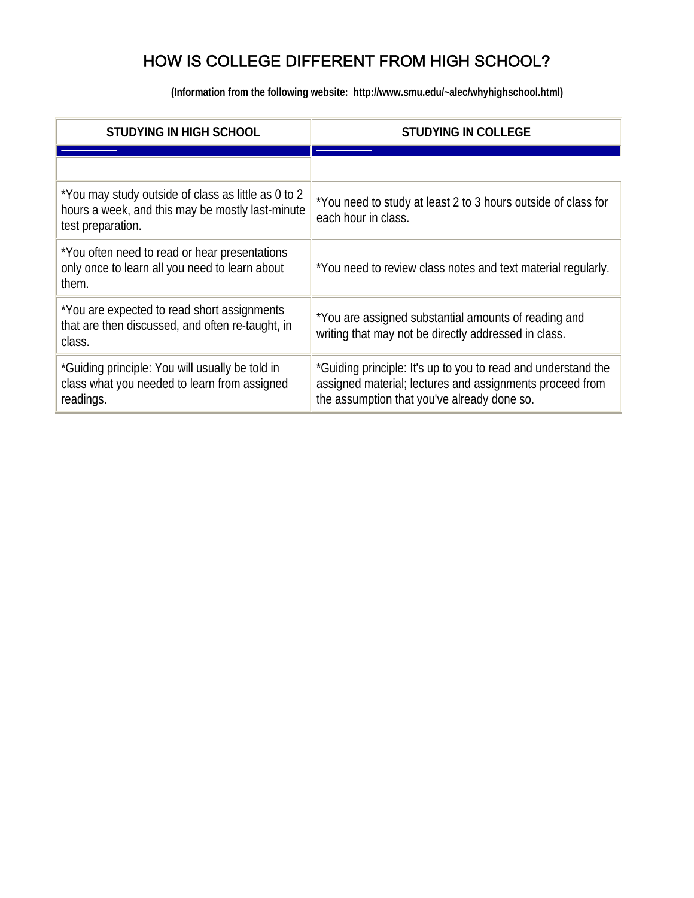# HOW IS COLLEGE DIFFERENT FROM HIGH SCHOOL?

**(Information from the following website: http://www.smu.edu/~alec/whyhighschool.html)**

| STUDYING IN HIGH SCHOOL | STUDYING IN COLLEGE |
|---|---|
| *You may study outside of class as little as 0 to 2 hours a week, and this may be mostly last-minute test preparation. | *You need to study at least 2 to 3 hours outside of class for each hour in class. |
| *You often need to read or hear presentations only once to learn all you need to learn about them. | *You need to review class notes and text material regularly. |
| *You are expected to read short assignments that are then discussed, and often re-taught, in class. | *You are assigned substantial amounts of reading and writing that may not be directly addressed in class. |
| *Guiding principle: You will usually be told in class what you needed to learn from assigned readings. | *Guiding principle: It's up to you to read and understand the assigned material; lectures and assignments proceed from the assumption that you've already done so. |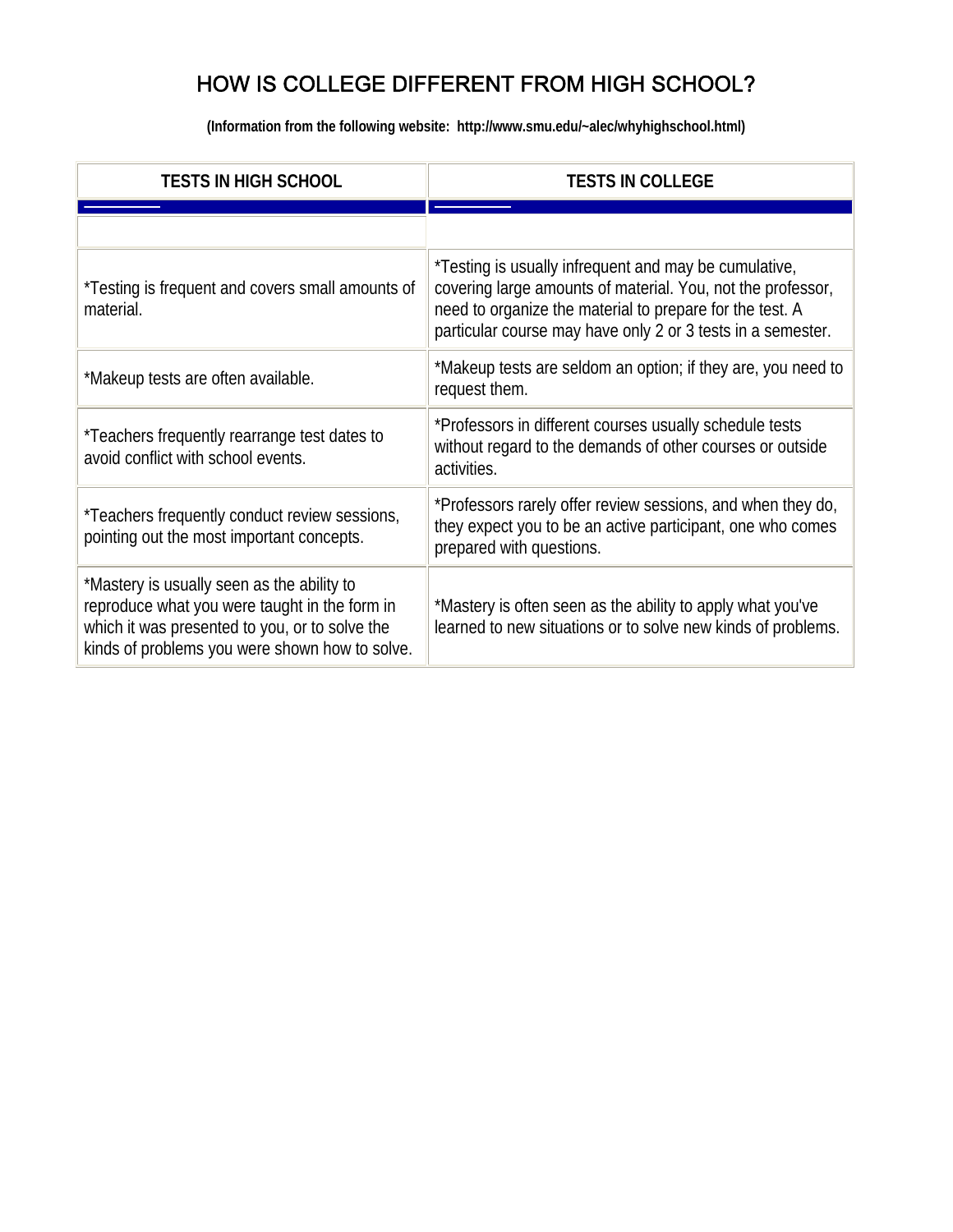# HOW IS COLLEGE DIFFERENT FROM HIGH SCHOOL?

**(Information from the following website: http://www.smu.edu/~alec/whyhighschool.html)**

| TESTS IN HIGH SCHOOL | TESTS IN COLLEGE |
|---|---|
| *Testing is frequent and covers small amounts of material. | *Testing is usually infrequent and may be cumulative, covering large amounts of material. You, not the professor, need to organize the material to prepare for the test. A particular course may have only 2 or 3 tests in a semester. |
| *Makeup tests are often available. | *Makeup tests are seldom an option; if they are, you need to request them. |
| *Teachers frequently rearrange test dates to avoid conflict with school events. | *Professors in different courses usually schedule tests without regard to the demands of other courses or outside activities. |
| *Teachers frequently conduct review sessions, pointing out the most important concepts. | *Professors rarely offer review sessions, and when they do, they expect you to be an active participant, one who comes prepared with questions. |
| *Mastery is usually seen as the ability to reproduce what you were taught in the form in which it was presented to you, or to solve the kinds of problems you were shown how to solve. | *Mastery is often seen as the ability to apply what you've learned to new situations or to solve new kinds of problems. |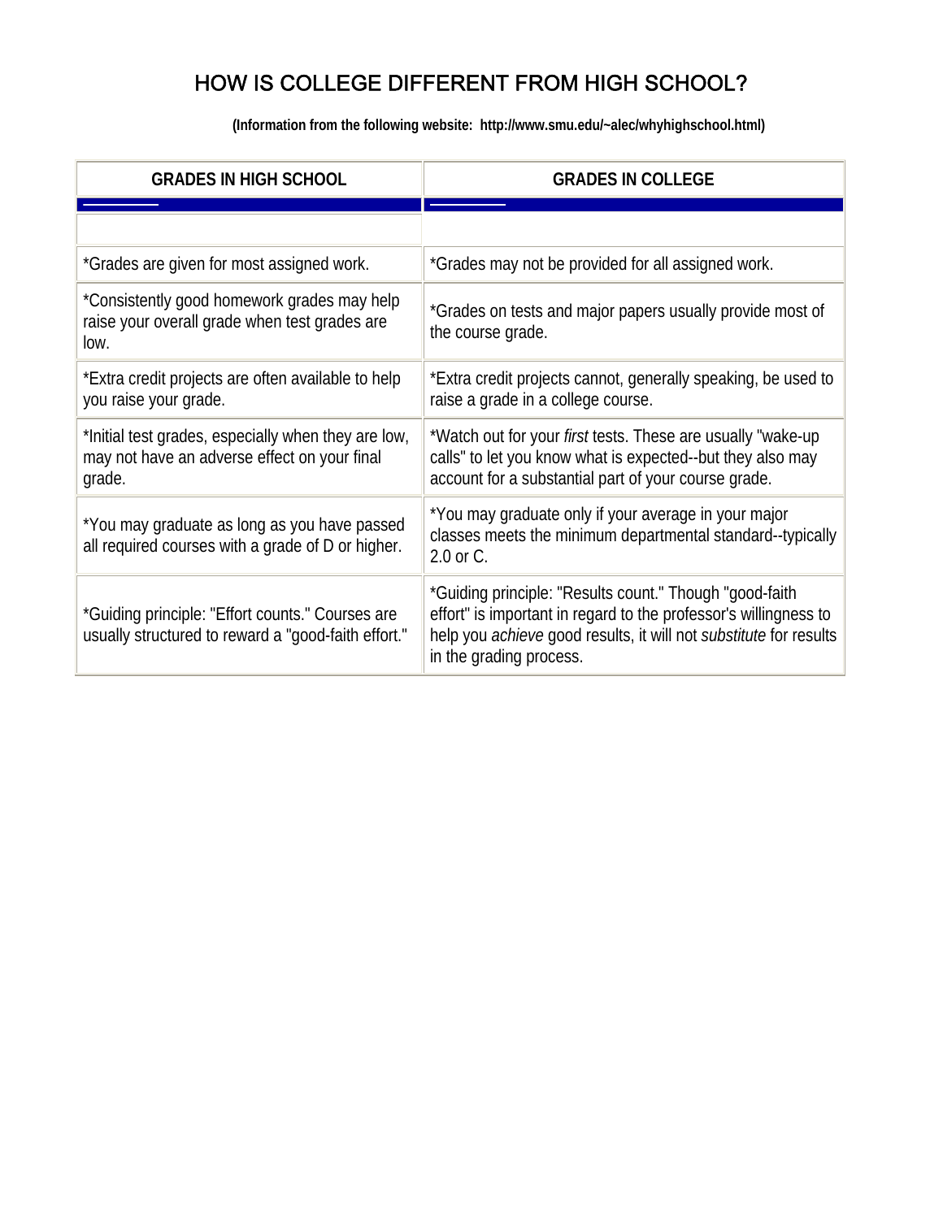# HOW IS COLLEGE DIFFERENT FROM HIGH SCHOOL?

**(Information from the following website: http://www.smu.edu/~alec/whyhighschool.html)**

| GRADES IN HIGH SCHOOL | GRADES IN COLLEGE |
|---|---|
| *Grades are given for most assigned work. | *Grades may not be provided for all assigned work. |
| *Consistently good homework grades may help raise your overall grade when test grades are low. | *Grades on tests and major papers usually provide most of the course grade. |
| *Extra credit projects are often available to help you raise your grade. | *Extra credit projects cannot, generally speaking, be used to raise a grade in a college course. |
| *Initial test grades, especially when they are low, may not have an adverse effect on your final grade. | *Watch out for your *first* tests. These are usually "wake-up calls" to let you know what is expected--but they also may account for a substantial part of your course grade. |
| *You may graduate as long as you have passed all required courses with a grade of D or higher. | *You may graduate only if your average in your major classes meets the minimum departmental standard--typically 2.0 or C. |
| *Guiding principle: "Effort counts." Courses are usually structured to reward a "good-faith effort." | *Guiding principle: "Results count." Though "good-faith effort" is important in regard to the professor's willingness to help you *achieve* good results, it will not *substitute* for results in the grading process. |